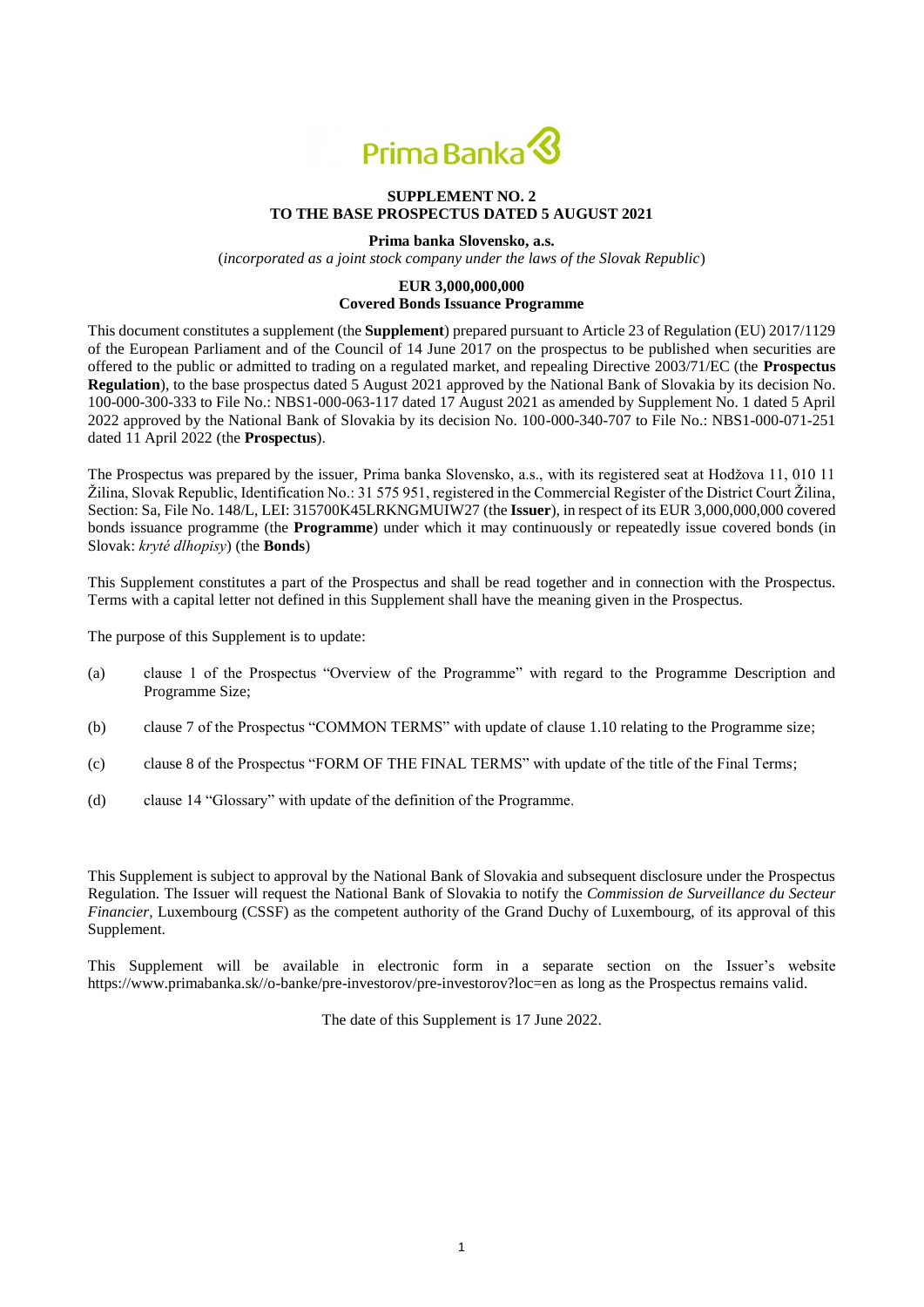# SUPPLEMENT NO. 2
# TO THE BASE PROSPECTUS DATED 5 AUGUST 2021

**Prima banka Slovensko, a.s.**

(*incorporated as a joint stock company under the laws of the Slovak Republic*)

**EUR 3,000,000,000**
**Covered Bonds Issuance Programme**

This document constitutes a supplement (the **Supplement**) prepared pursuant to Article 23 of Regulation (EU) 2017/1129 of the European Parliament and of the Council of 14 June 2017 on the prospectus to be published when securities are offered to the public or admitted to trading on a regulated market, and repealing Directive 2003/71/EC (the **Prospectus Regulation**), to the base prospectus dated 5 August 2021 approved by the National Bank of Slovakia by its decision No. 100-000-300-333 to File No.: NBS1-000-063-117 dated 17 August 2021 as amended by Supplement No. 1 dated 5 April 2022 approved by the National Bank of Slovakia by its decision No. 100-000-340-707 to File No.: NBS1-000-071-251 dated 11 April 2022 (the **Prospectus**).

The Prospectus was prepared by the issuer, Prima banka Slovensko, a.s., with its registered seat at Hodžova 11, 010 11 Žilina, Slovak Republic, Identification No.: 31 575 951, registered in the Commercial Register of the District Court Žilina, Section: Sa, File No. 148/L, LEI: 315700K45LRKNGMUIW27 (the **Issuer**), in respect of its EUR 3,000,000,000 covered bonds issuance programme (the **Programme**) under which it may continuously or repeatedly issue covered bonds (in Slovak: *kryté dlhopisy*) (the **Bonds**)

This Supplement constitutes a part of the Prospectus and shall be read together and in connection with the Prospectus. Terms with a capital letter not defined in this Supplement shall have the meaning given in the Prospectus.

The purpose of this Supplement is to update:

(a) clause 1 of the Prospectus "Overview of the Programme" with regard to the Programme Description and Programme Size;

(b) clause 7 of the Prospectus "COMMON TERMS" with update of clause 1.10 relating to the Programme size;

(c) clause 8 of the Prospectus "FORM OF THE FINAL TERMS" with update of the title of the Final Terms;

(d) clause 14 "Glossary" with update of the definition of the Programme.

This Supplement is subject to approval by the National Bank of Slovakia and subsequent disclosure under the Prospectus Regulation. The Issuer will request the National Bank of Slovakia to notify the *Commission de Surveillance du Secteur Financier*, Luxembourg (CSSF) as the competent authority of the Grand Duchy of Luxembourg, of its approval of this Supplement.

This Supplement will be available in electronic form in a separate section on the Issuer's website https://www.primabanka.sk//o-banke/pre-investorov/pre-investorov?loc=en as long as the Prospectus remains valid.

The date of this Supplement is 17 June 2022.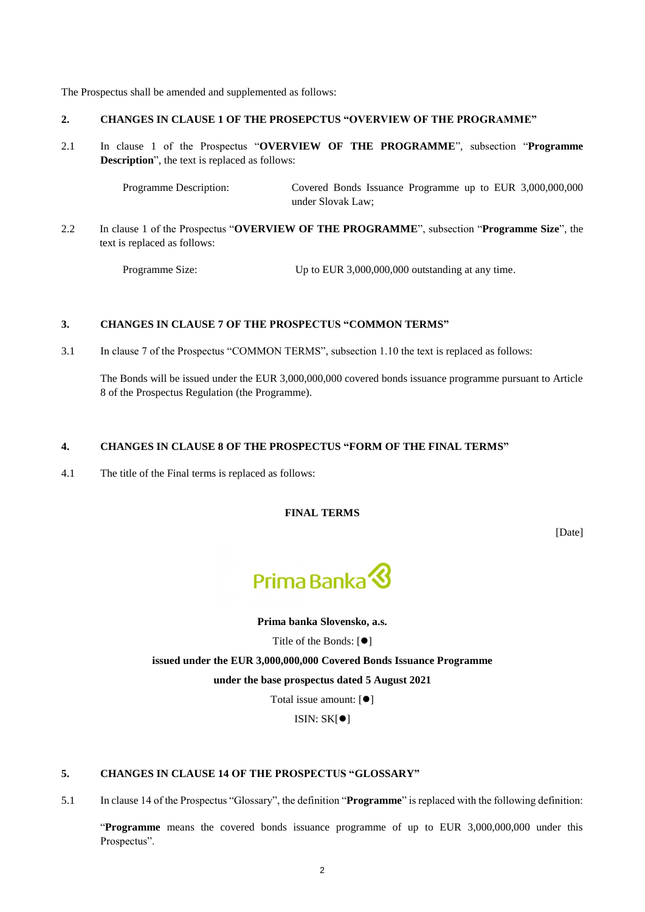The Prospectus shall be amended and supplemented as follows:

## 2. CHANGES IN CLAUSE 1 OF THE PROSEPCTUS "OVERVIEW OF THE PROGRAMME"

2.1 In clause 1 of the Prospectus "**OVERVIEW OF THE PROGRAMME**", subsection "**Programme Description**", the text is replaced as follows:

| | |
|---|---|
| Programme Description: | Covered Bonds Issuance Programme up to EUR 3,000,000,000 under Slovak Law; |

2.2 In clause 1 of the Prospectus "**OVERVIEW OF THE PROGRAMME**", subsection "**Programme Size**", the text is replaced as follows:

| | |
|---|---|
| Programme Size: | Up to EUR 3,000,000,000 outstanding at any time. |

## 3. CHANGES IN CLAUSE 7 OF THE PROSPECTUS "COMMON TERMS"

3.1 In clause 7 of the Prospectus "COMMON TERMS", subsection 1.10 the text is replaced as follows:

The Bonds will be issued under the EUR 3,000,000,000 covered bonds issuance programme pursuant to Article 8 of the Prospectus Regulation (the Programme).

## 4. CHANGES IN CLAUSE 8 OF THE PROSPECTUS "FORM OF THE FINAL TERMS"

4.1 The title of the Final terms is replaced as follows:

**FINAL TERMS**

[Date]

Prima Banka

**Prima banka Slovensko, a.s.**

Title of the Bonds: [●]

**issued under the EUR 3,000,000,000 Covered Bonds Issuance Programme**

**under the base prospectus dated 5 August 2021**

Total issue amount: [●]

ISIN: SK[●]

## 5. CHANGES IN CLAUSE 14 OF THE PROSPECTUS "GLOSSARY"

5.1 In clause 14 of the Prospectus "Glossary", the definition "**Programme**" is replaced with the following definition:

"**Programme** means the covered bonds issuance programme of up to EUR 3,000,000,000 under this Prospectus".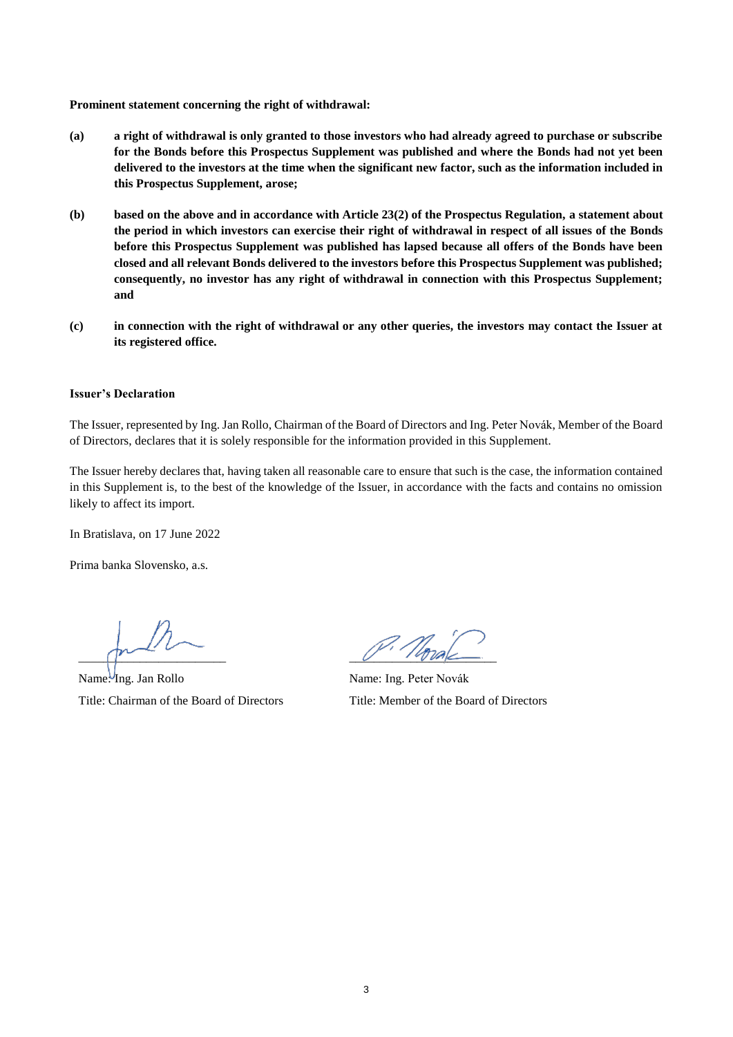**Prominent statement concerning the right of withdrawal:**

**(a)** **a right of withdrawal is only granted to those investors who had already agreed to purchase or subscribe for the Bonds before this Prospectus Supplement was published and where the Bonds had not yet been delivered to the investors at the time when the significant new factor, such as the information included in this Prospectus Supplement, arose;**

**(b)** **based on the above and in accordance with Article 23(2) of the Prospectus Regulation, a statement about the period in which investors can exercise their right of withdrawal in respect of all issues of the Bonds before this Prospectus Supplement was published has lapsed because all offers of the Bonds have been closed and all relevant Bonds delivered to the investors before this Prospectus Supplement was published; consequently, no investor has any right of withdrawal in connection with this Prospectus Supplement; and**

**(c)** **in connection with the right of withdrawal or any other queries, the investors may contact the Issuer at its registered office.**

**Issuer's Declaration**

The Issuer, represented by Ing. Jan Rollo, Chairman of the Board of Directors and Ing. Peter Novák, Member of the Board of Directors, declares that it is solely responsible for the information provided in this Supplement.

The Issuer hereby declares that, having taken all reasonable care to ensure that such is the case, the information contained in this Supplement is, to the best of the knowledge of the Issuer, in accordance with the facts and contains no omission likely to affect its import.

In Bratislava, on 17 June 2022

Prima banka Slovensko, a.s.

\_\_\_\_\_\_\_\_\_\_\_\_\_\_\_\_\_\_\_\_\_\_\_\_

Name: Ing. Jan Rollo

Title: Chairman of the Board of Directors

\_\_\_\_\_\_\_\_\_\_\_\_\_\_\_\_\_\_\_\_\_\_\_\_

Name: Ing. Peter Novák

Title: Member of the Board of Directors